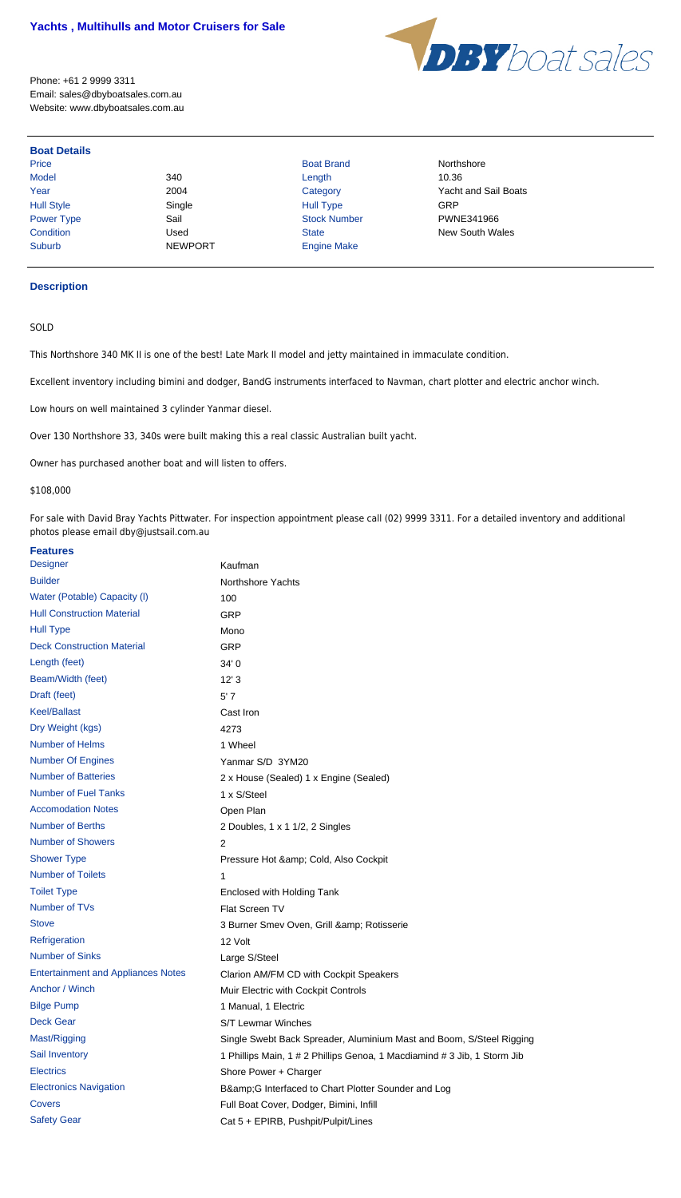# Yachts , Multihulls and Motor Cruisers for Sale

Phone: +61 2 9999 3311
Email: sales@dbyboatsales.com.au
Website: www.dbyboatsales.com.au

## Boat Details

| | | | |
|---|---|---|---|
| Price | | Boat Brand | Northshore |
| Model | 340 | Length | 10.36 |
| Year | 2004 | Category | Yacht and Sail Boats |
| Hull Style | Single | Hull Type | GRP |
| Power Type | Sail | Stock Number | PWNE341966 |
| Condition | Used | State | New South Wales |
| Suburb | NEWPORT | Engine Make | |

## Description

SOLD

This Northshore 340 MK II is one of the best! Late Mark II model and jetty maintained in immaculate condition.

Excellent inventory including bimini and dodger, BandG instruments interfaced to Navman, chart plotter and electric anchor winch.

Low hours on well maintained 3 cylinder Yanmar diesel.

Over 130 Northshore 33, 340s were built making this a real classic Australian built yacht.

Owner has purchased another boat and will listen to offers.

$108,000

For sale with David Bray Yachts Pittwater. For inspection appointment please call (02) 9999 3311. For a detailed inventory and additional photos please email dby@justsail.com.au

## Features

| | |
|---|---|
| Designer | Kaufman |
| Builder | Northshore Yachts |
| Water (Potable) Capacity (l) | 100 |
| Hull Construction Material | GRP |
| Hull Type | Mono |
| Deck Construction Material | GRP |
| Length (feet) | 34' 0 |
| Beam/Width (feet) | 12' 3 |
| Draft (feet) | 5' 7 |
| Keel/Ballast | Cast Iron |
| Dry Weight (kgs) | 4273 |
| Number of Helms | 1 Wheel |
| Number Of Engines | Yanmar S/D 3YM20 |
| Number of Batteries | 2 x House (Sealed) 1 x Engine (Sealed) |
| Number of Fuel Tanks | 1 x S/Steel |
| Accomodation Notes | Open Plan |
| Number of Berths | 2 Doubles, 1 x 1 1/2, 2 Singles |
| Number of Showers | 2 |
| Shower Type | Pressure Hot &amp; Cold, Also Cockpit |
| Number of Toilets | 1 |
| Toilet Type | Enclosed with Holding Tank |
| Number of TVs | Flat Screen TV |
| Stove | 3 Burner Smev Oven, Grill &amp; Rotisserie |
| Refrigeration | 12 Volt |
| Number of Sinks | Large S/Steel |
| Entertainment and Appliances Notes | Clarion AM/FM CD with Cockpit Speakers |
| Anchor / Winch | Muir Electric with Cockpit Controls |
| Bilge Pump | 1 Manual, 1 Electric |
| Deck Gear | S/T Lewmar Winches |
| Mast/Rigging | Single Swebt Back Spreader, Aluminium Mast and Boom, S/Steel Rigging |
| Sail Inventory | 1 Phillips Main, 1 # 2 Phillips Genoa, 1 Macdiamind # 3 Jib, 1 Storm Jib |
| Electrics | Shore Power + Charger |
| Electronics Navigation | B&amp;G Interfaced to Chart Plotter Sounder and Log |
| Covers | Full Boat Cover, Dodger, Bimini, Infill |
| Safety Gear | Cat 5 + EPIRB, Pushpit/Pulpit/Lines |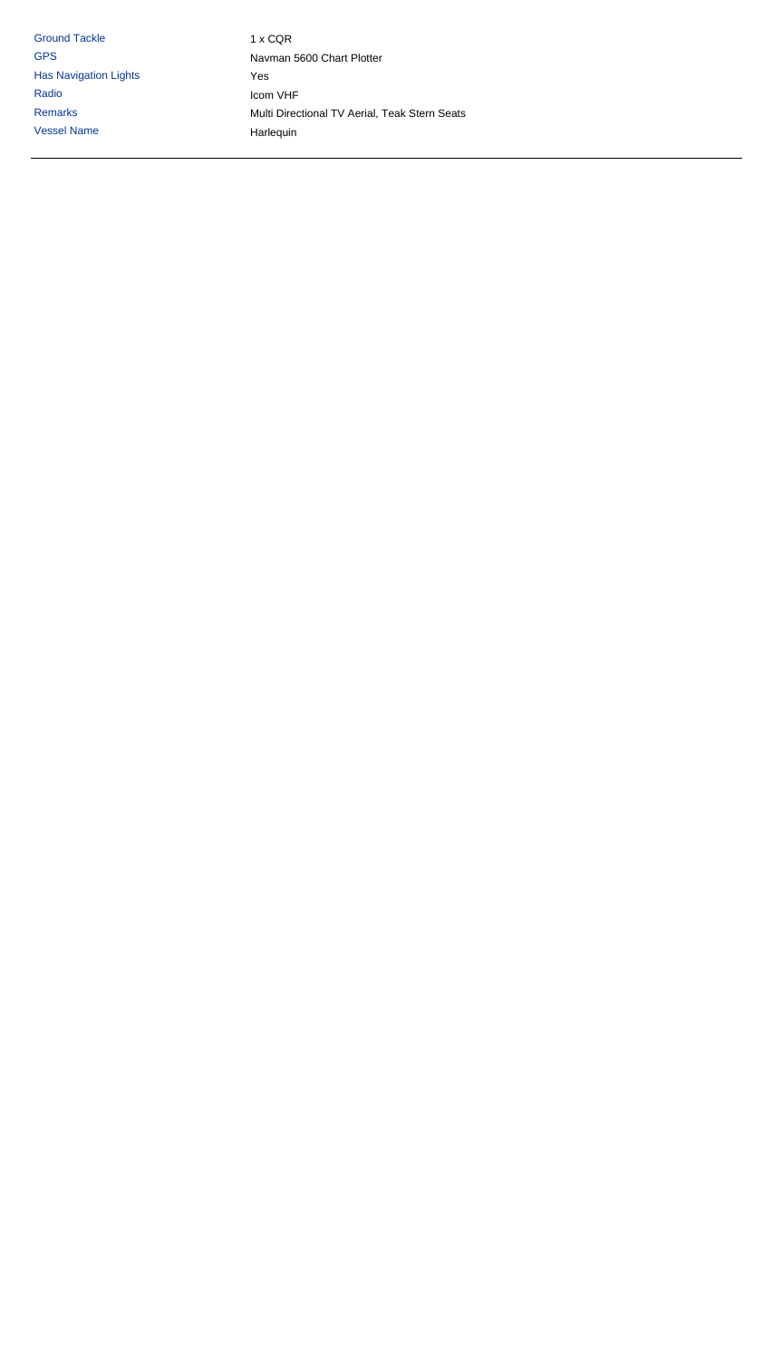| | |
|---|---|
| Ground Tackle | 1 x CQR |
| GPS | Navman 5600 Chart Plotter |
| Has Navigation Lights | Yes |
| Radio | Icom VHF |
| Remarks | Multi Directional TV Aerial, Teak Stern Seats |
| Vessel Name | Harlequin |